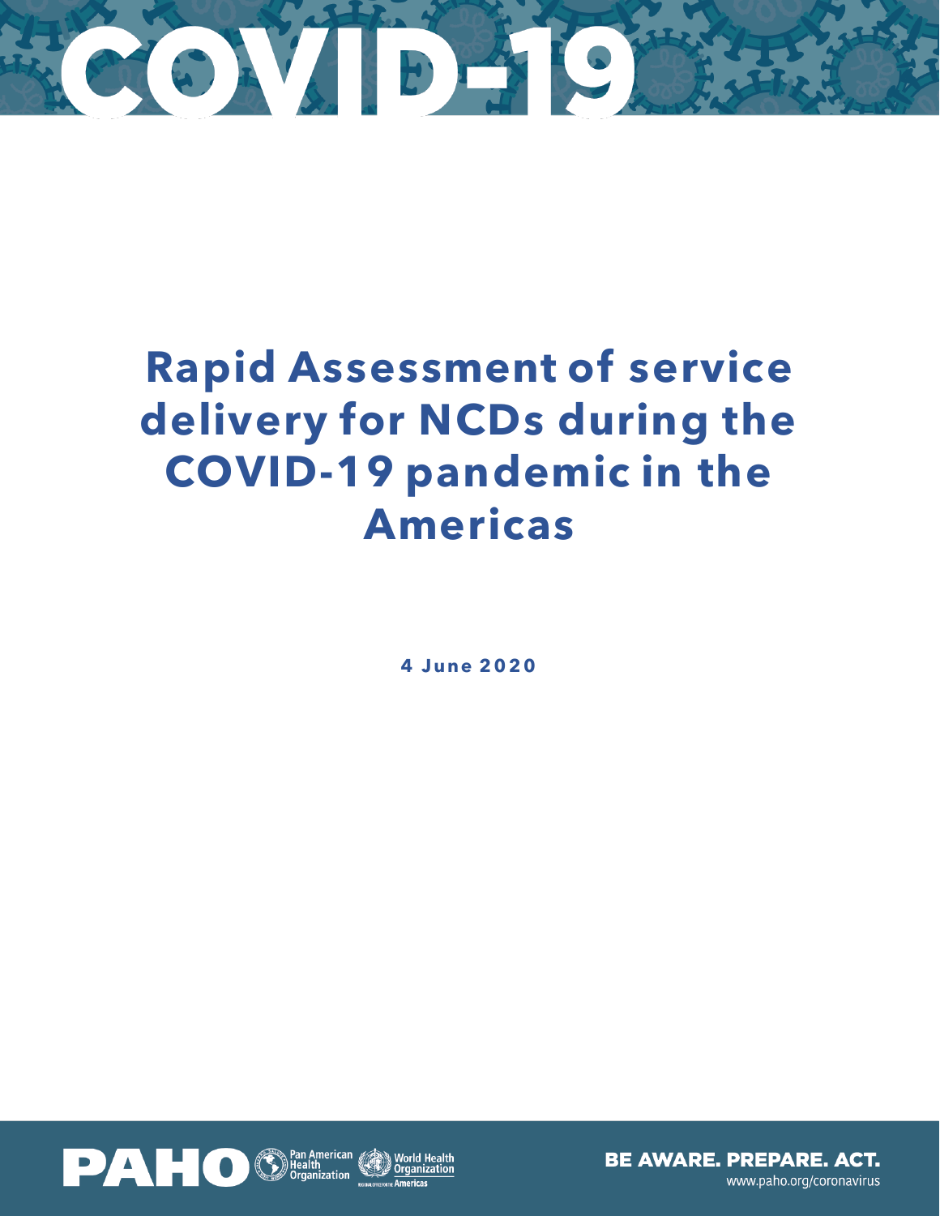# COVID-19

# Rapid Assessment of service delivery for NCDs during the COVID-19 pandemic in the Americas

**4 June 2020**

PAHO Pan American Health Organization | World Health Organization Regional Office for the Americas

BE AWARE. PREPARE. ACT.
www.paho.org/coronavirus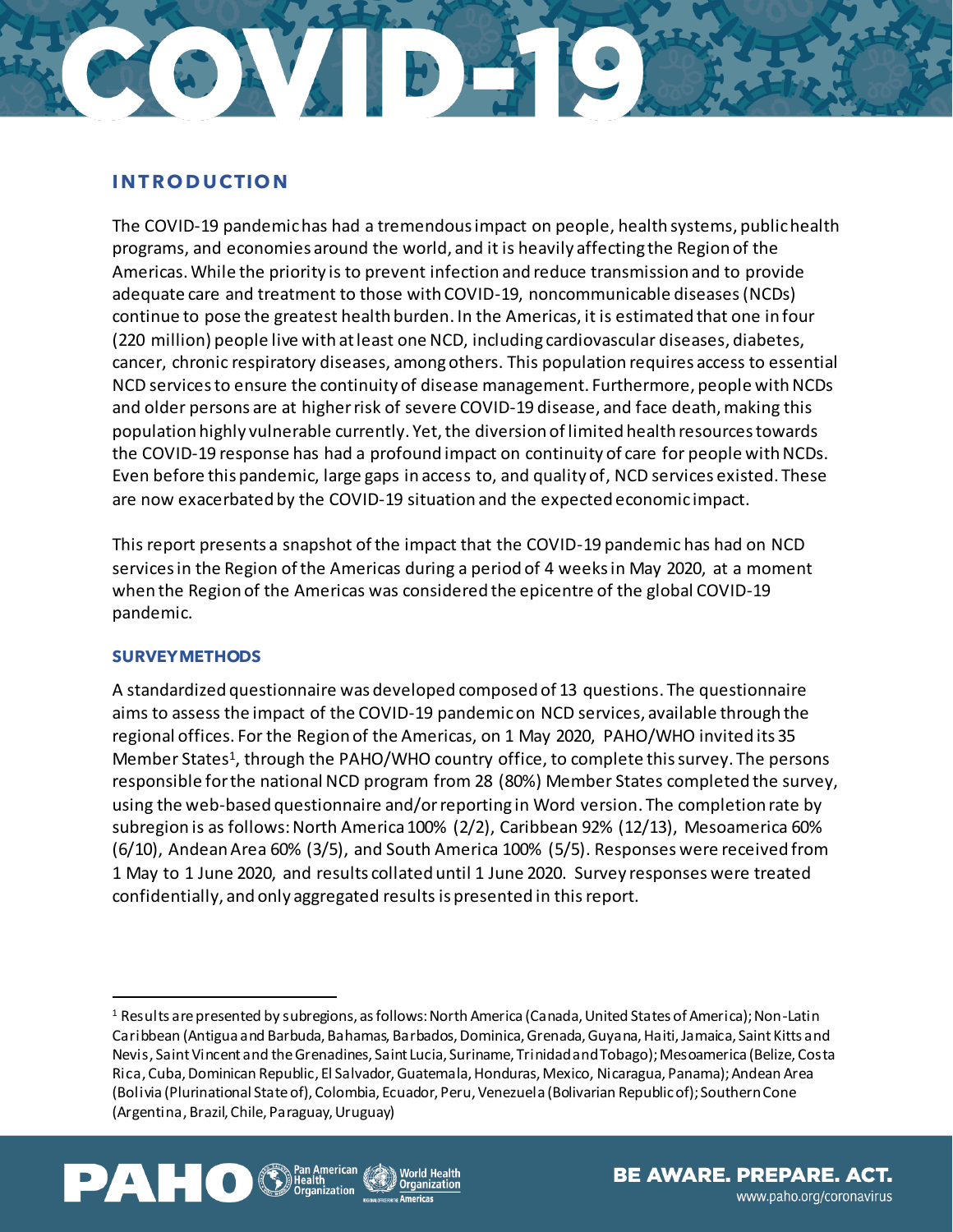## INTRODUCTION

The COVID-19 pandemic has had a tremendous impact on people, health systems, public health programs, and economies around the world, and it is heavily affecting the Region of the Americas. While the priority is to prevent infection and reduce transmission and to provide adequate care and treatment to those with COVID-19, noncommunicable diseases (NCDs) continue to pose the greatest health burden. In the Americas, it is estimated that one in four (220 million) people live with at least one NCD, including cardiovascular diseases, diabetes, cancer, chronic respiratory diseases, among others. This population requires access to essential NCD services to ensure the continuity of disease management. Furthermore, people with NCDs and older persons are at higher risk of severe COVID-19 disease, and face death, making this population highly vulnerable currently. Yet, the diversion of limited health resources towards the COVID-19 response has had a profound impact on continuity of care for people with NCDs. Even before this pandemic, large gaps in access to, and quality of, NCD services existed. These are now exacerbated by the COVID-19 situation and the expected economic impact.

This report presents a snapshot of the impact that the COVID-19 pandemic has had on NCD services in the Region of the Americas during a period of 4 weeks in May 2020, at a moment when the Region of the Americas was considered the epicentre of the global COVID-19 pandemic.

### SURVEY METHODS

A standardized questionnaire was developed composed of 13 questions. The questionnaire aims to assess the impact of the COVID-19 pandemic on NCD services, available through the regional offices. For the Region of the Americas, on 1 May 2020, PAHO/WHO invited its 35 Member States[1], through the PAHO/WHO country office, to complete this survey. The persons responsible for the national NCD program from 28 (80%) Member States completed the survey, using the web-based questionnaire and/or reporting in Word version. The completion rate by subregion is as follows: North America 100% (2/2), Caribbean 92% (12/13), Mesoamerica 60% (6/10), Andean Area 60% (3/5), and South America 100% (5/5). Responses were received from 1 May to 1 June 2020, and results collated until 1 June 2020. Survey responses were treated confidentially, and only aggregated results is presented in this report.

[1] Results are presented by subregions, as follows: North America (Canada, United States of America); Non-Latin Caribbean (Antigua and Barbuda, Bahamas, Barbados, Dominica, Grenada, Guyana, Haiti, Jamaica, Saint Kitts and Nevis, Saint Vincent and the Grenadines, Saint Lucia, Suriname, Trinidad and Tobago); Mesoamerica (Belize, Costa Rica, Cuba, Dominican Republic, El Salvador, Guatemala, Honduras, Mexico, Nicaragua, Panama); Andean Area (Bolivia (Plurinational State of), Colombia, Ecuador, Peru, Venezuela (Bolivarian Republic of); Southern Cone (Argentina, Brazil, Chile, Paraguay, Uruguay)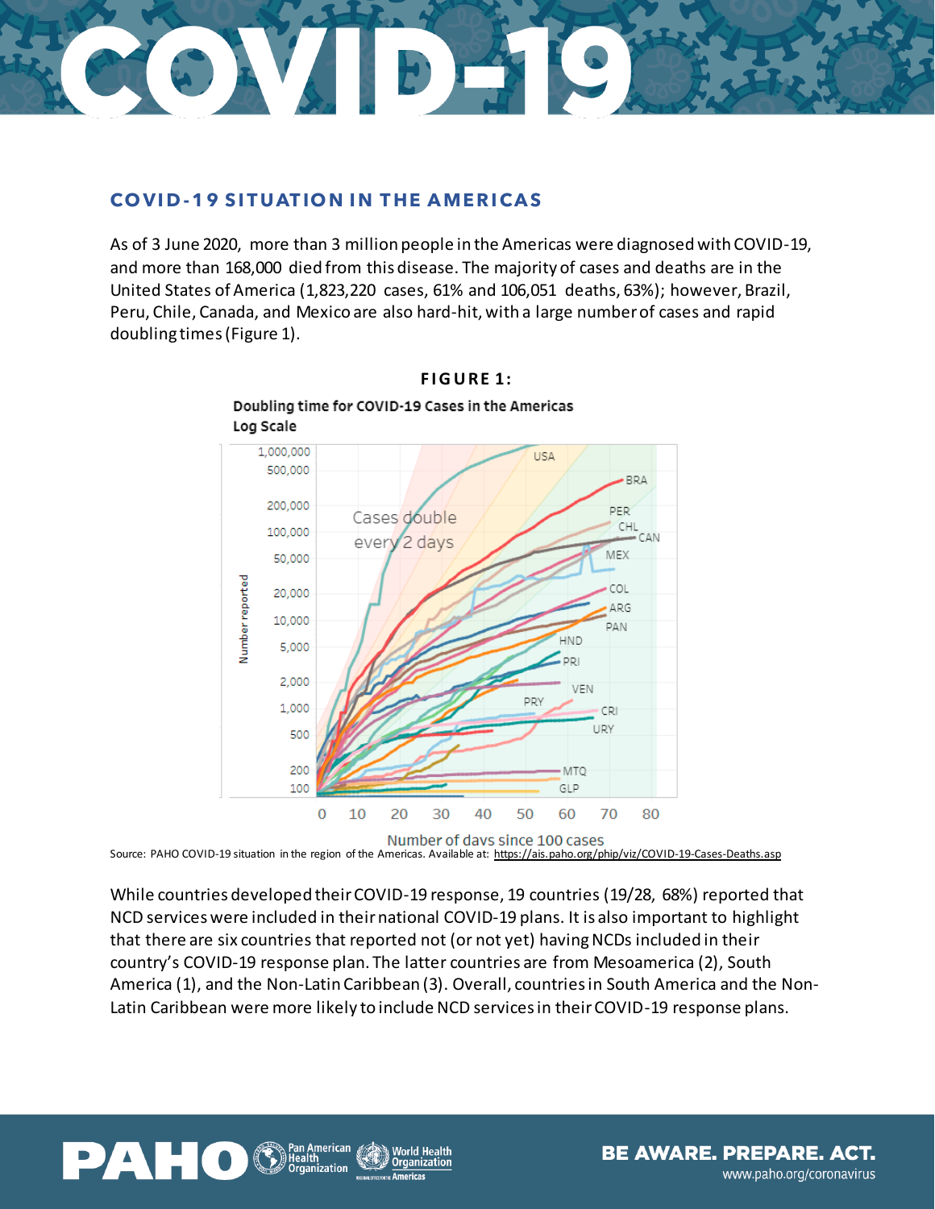## COVID-19 SITUATION IN THE AMERICAS

As of 3 June 2020, more than 3 million people in the Americas were diagnosed with COVID-19, and more than 168,000 died from this disease. The majority of cases and deaths are in the United States of America (1,823,220 cases, 61% and 106,051 deaths, 63%); however, Brazil, Peru, Chile, Canada, and Mexico are also hard-hit, with a large number of cases and rapid doubling times (Figure 1).

**FIGURE 1:**

Doubling time for COVID-19 Cases in the Americas
Log Scale

Source: PAHO COVID-19 situation in the region of the Americas. Available at: https://ais.paho.org/phip/viz/COVID-19-Cases-Deaths.asp

While countries developed their COVID-19 response, 19 countries (19/28, 68%) reported that NCD services were included in their national COVID-19 plans. It is also important to highlight that there are six countries that reported not (or not yet) having NCDs included in their country's COVID-19 response plan. The latter countries are from Mesoamerica (2), South America (1), and the Non-Latin Caribbean (3). Overall, countries in South America and the Non-Latin Caribbean were more likely to include NCD services in their COVID-19 response plans.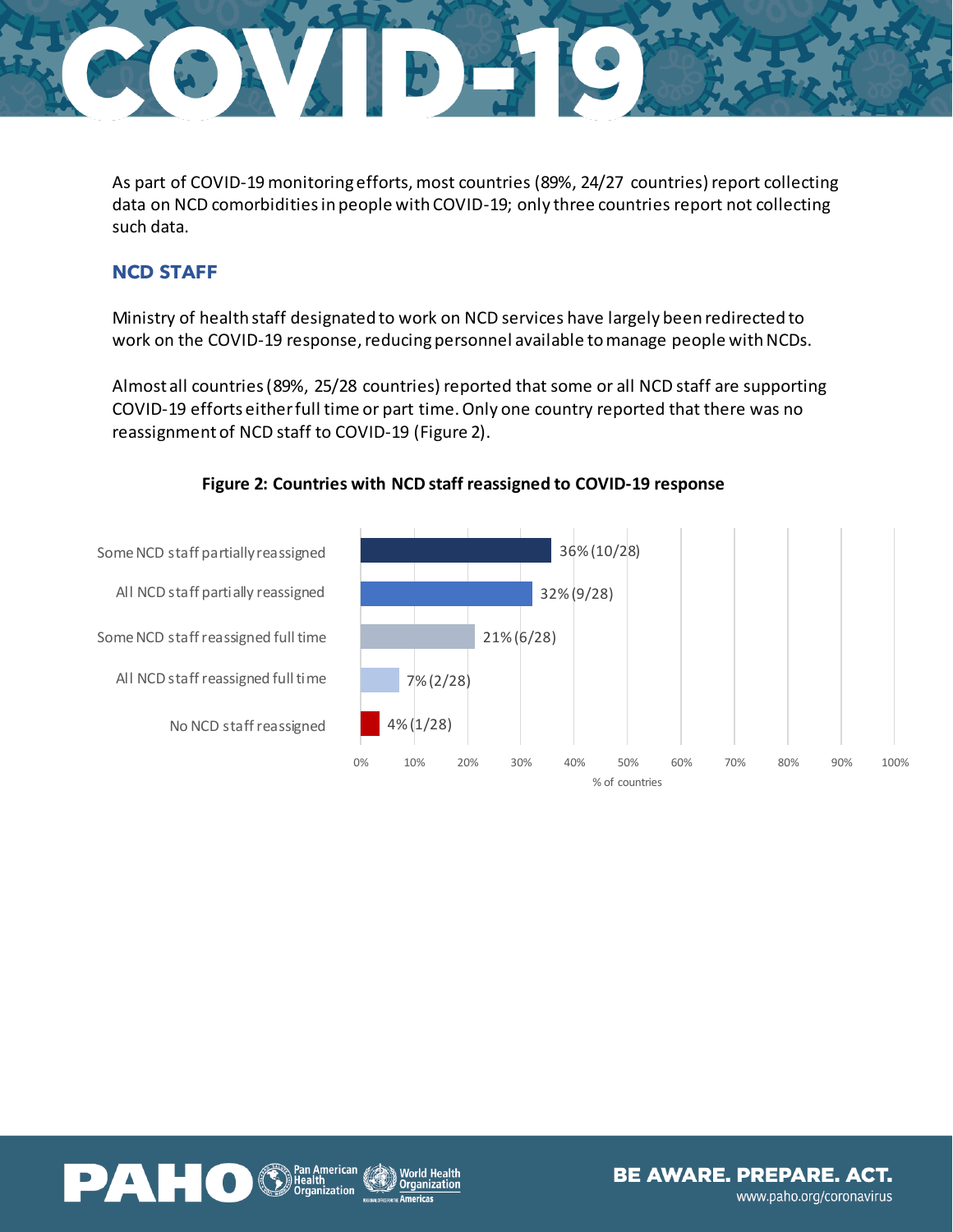As part of COVID-19 monitoring efforts, most countries (89%, 24/27 countries) report collecting data on NCD comorbidities in people with COVID-19; only three countries report not collecting such data.

## NCD STAFF

Ministry of health staff designated to work on NCD services have largely been redirected to work on the COVID-19 response, reducing personnel available to manage people with NCDs.

Almost all countries (89%, 25/28 countries) reported that some or all NCD staff are supporting COVID-19 efforts either full time or part time. Only one country reported that there was no reassignment of NCD staff to COVID-19 (Figure 2).

**Figure 2: Countries with NCD staff reassigned to COVID-19 response**

| Category | % of countries |
|---|---|
| Some NCD staff partially reassigned | 36% (10/28) |
| All NCD staff partially reassigned | 32% (9/28) |
| Some NCD staff reassigned full time | 21% (6/28) |
| All NCD staff reassigned full time | 7% (2/28) |
| No NCD staff reassigned | 4% (1/28) |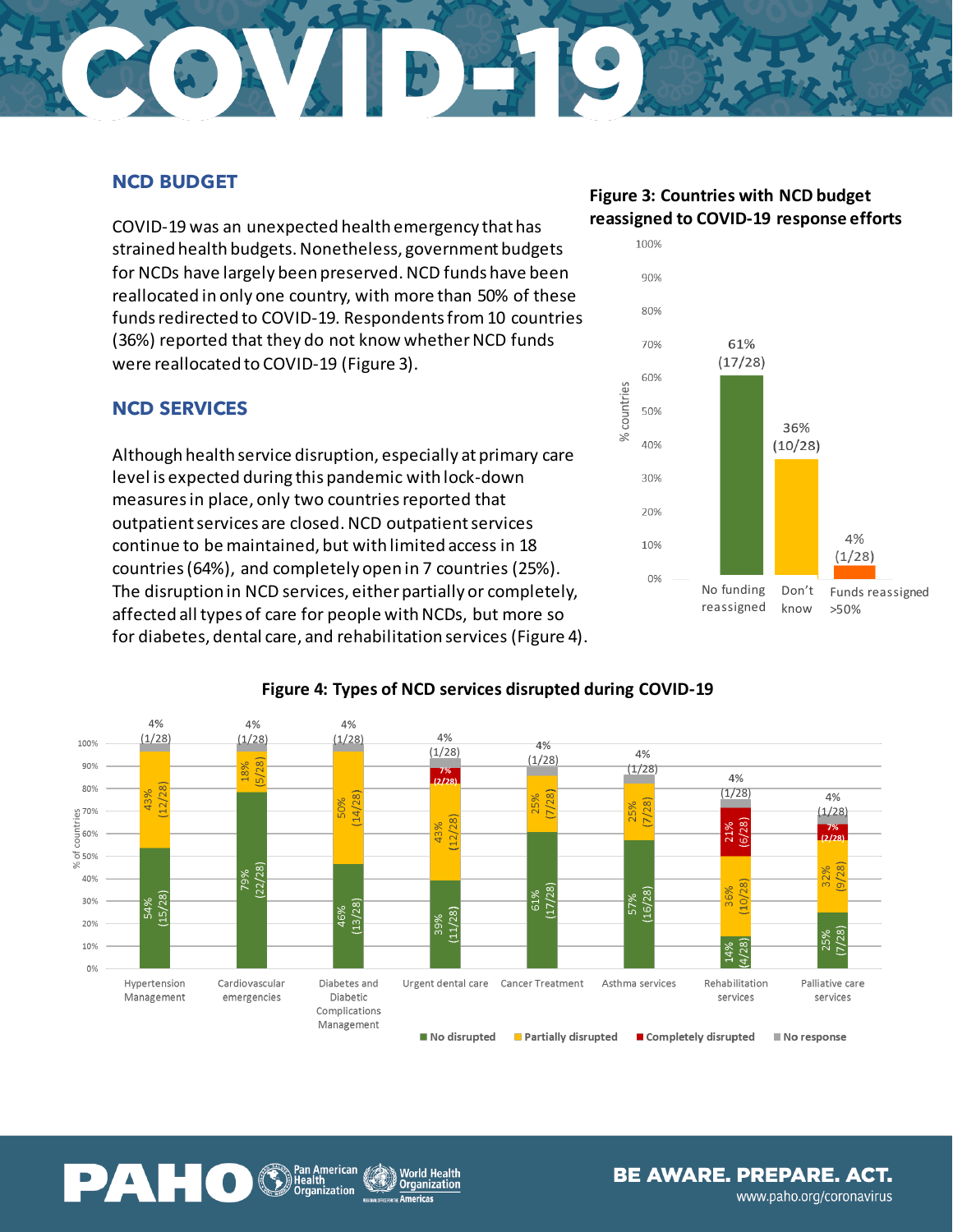## NCD BUDGET

COVID-19 was an unexpected health emergency that has strained health budgets. Nonetheless, government budgets for NCDs have largely been preserved. NCD funds have been reallocated in only one country, with more than 50% of these funds redirected to COVID-19. Respondents from 10 countries (36%) reported that they do not know whether NCD funds were reallocated to COVID-19 (Figure 3).

## NCD SERVICES

Although health service disruption, especially at primary care level is expected during this pandemic with lock-down measures in place, only two countries reported that outpatient services are closed. NCD outpatient services continue to be maintained, but with limited access in 18 countries (64%), and completely open in 7 countries (25%). The disruption in NCD services, either partially or completely, affected all types of care for people with NCDs, but more so for diabetes, dental care, and rehabilitation services (Figure 4).

**Figure 3: Countries with NCD budget reassigned to COVID-19 response efforts**

| Category | % countries |
|---|---|
| No funding reassigned | 61% (17/28) |
| Don't know | 36% (10/28) |
| Funds reassigned >50% | 4% (1/28) |

**Figure 4: Types of NCD services disrupted during COVID-19**

| Service | No disrupted | Partially disrupted | Completely disrupted | No response |
|---|---|---|---|---|
| Hypertension Management | 54% (15/28) | 43% (12/28) | | 4% (1/28) |
| Cardiovascular emergencies | 79% (22/28) | 18% (5/28) | | 4% (1/28) |
| Diabetes and Diabetic Complications Management | 46% (13/28) | 50% (14/28) | | 4% (1/28) |
| Urgent dental care | 39% (11/28) | 43% (12/28) | 7% (2/28) | 4% (1/28) |
| Cancer Treatment | 61% (17/28) | 25% (7/28) | | 4% (1/28) |
| Asthma services | 57% (16/28) | 25% (7/28) | | 4% (1/28) |
| Rehabilitation services | 14% (4/28) | 36% (10/28) | 21% (6/28) | 4% (1/28) |
| Palliative care services | 25% (7/28) | 32% (9/28) | 7% (2/28) | 4% (1/28) |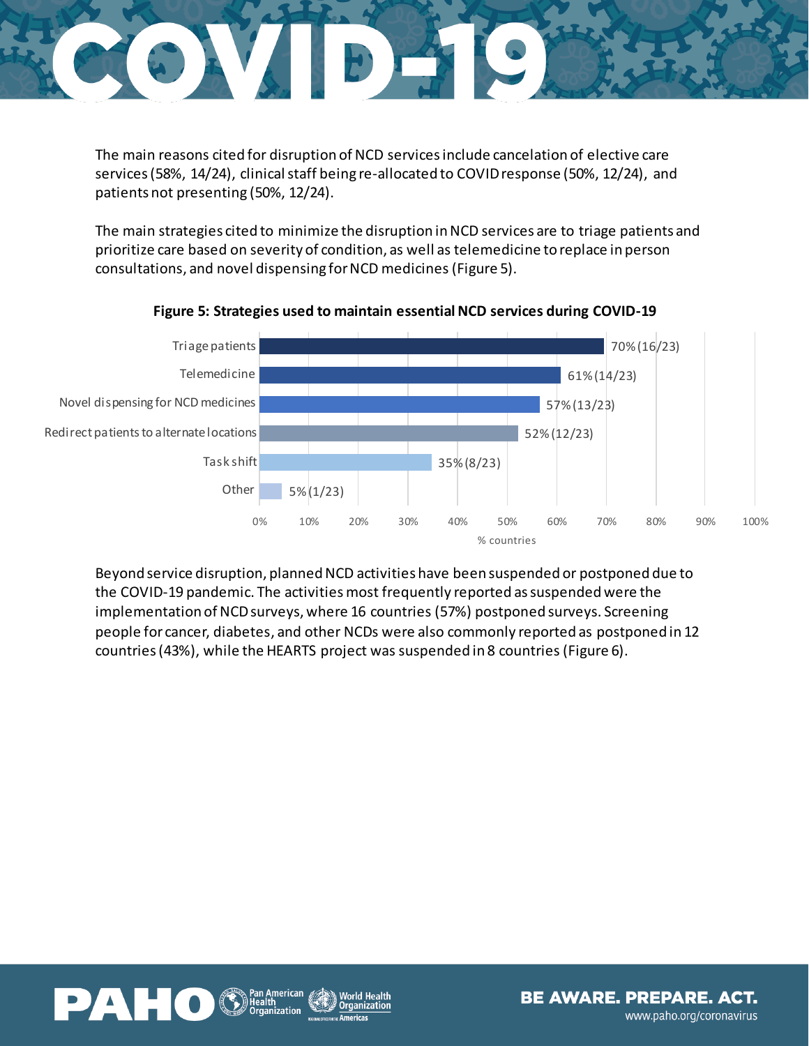The main reasons cited for disruption of NCD services include cancelation of elective care services (58%, 14/24), clinical staff being re-allocated to COVID response (50%, 12/24), and patients not presenting (50%, 12/24).

The main strategies cited to minimize the disruption in NCD services are to triage patients and prioritize care based on severity of condition, as well as telemedicine to replace in person consultations, and novel dispensing for NCD medicines (Figure 5).

**Figure 5: Strategies used to maintain essential NCD services during COVID-19**

| Strategy | % countries |
|---|---|
| Triage patients | 70% (16/23) |
| Telemedicine | 61% (14/23) |
| Novel dispensing for NCD medicines | 57% (13/23) |
| Redirect patients to alternate locations | 52% (12/23) |
| Task shift | 35% (8/23) |
| Other | 5% (1/23) |

Beyond service disruption, planned NCD activities have been suspended or postponed due to the COVID-19 pandemic. The activities most frequently reported as suspended were the implementation of NCD surveys, where 16 countries (57%) postponed surveys. Screening people for cancer, diabetes, and other NCDs were also commonly reported as postponed in 12 countries (43%), while the HEARTS project was suspended in 8 countries (Figure 6).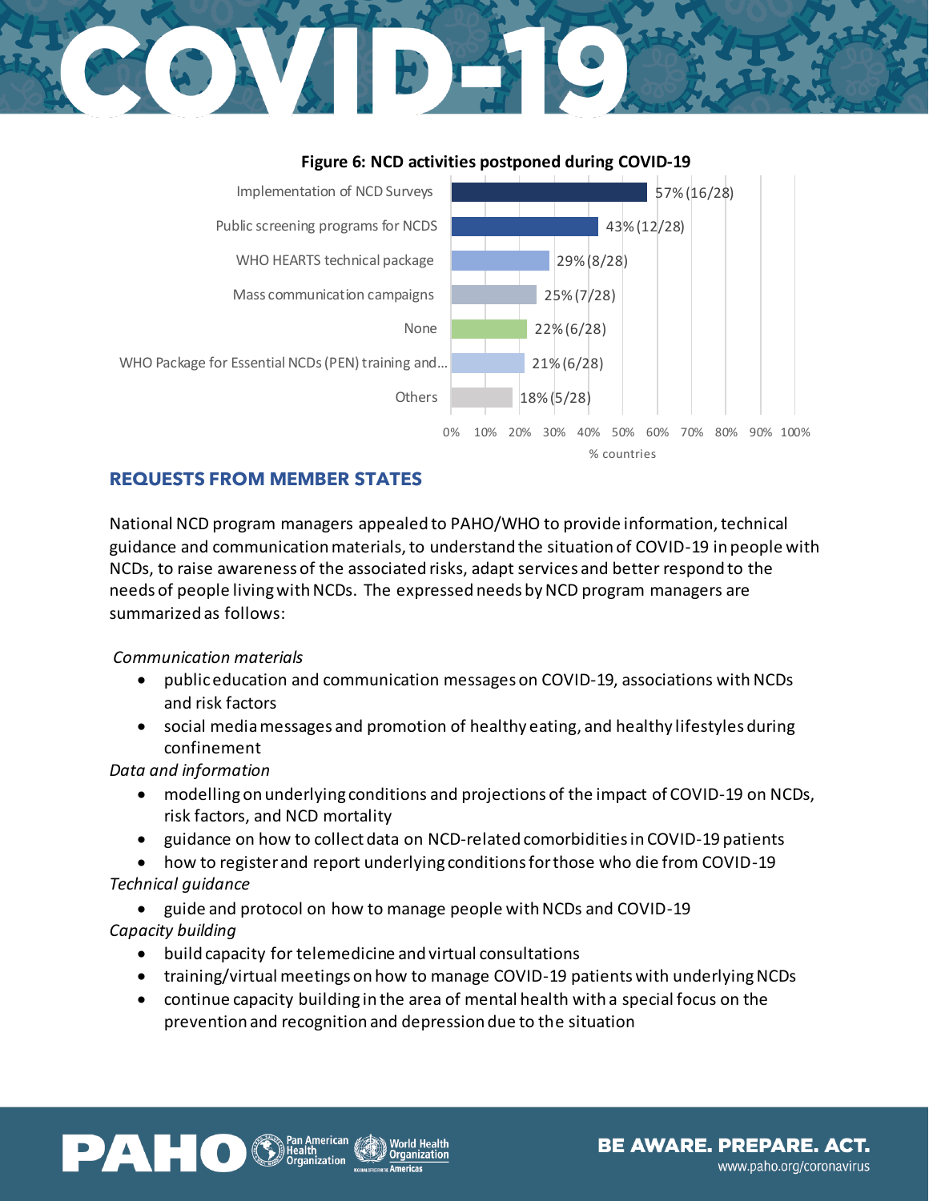**Figure 6: NCD activities postponed during COVID-19**

| Activity | % countries |
|---|---|
| Implementation of NCD Surveys | 57% (16/28) |
| Public screening programs for NCDS | 43% (12/28) |
| WHO HEARTS technical package | 29% (8/28) |
| Mass communication campaigns | 25% (7/28) |
| None | 22% (6/28) |
| WHO Package for Essential NCDs (PEN) training and... | 21% (6/28) |
| Others | 18% (5/28) |

## REQUESTS FROM MEMBER STATES

National NCD program managers appealed to PAHO/WHO to provide information, technical guidance and communication materials, to understand the situation of COVID-19 in people with NCDs, to raise awareness of the associated risks, adapt services and better respond to the needs of people living with NCDs. The expressed needs by NCD program managers are summarized as follows:

*Communication materials*

- public education and communication messages on COVID-19, associations with NCDs and risk factors
- social media messages and promotion of healthy eating, and healthy lifestyles during confinement

*Data and information*

- modelling on underlying conditions and projections of the impact of COVID-19 on NCDs, risk factors, and NCD mortality
- guidance on how to collect data on NCD-related comorbidities in COVID-19 patients
- how to register and report underlying conditions for those who die from COVID-19

*Technical guidance*

- guide and protocol on how to manage people with NCDs and COVID-19

*Capacity building*

- build capacity for telemedicine and virtual consultations
- training/virtual meetings on how to manage COVID-19 patients with underlying NCDs
- continue capacity building in the area of mental health with a special focus on the prevention and recognition and depression due to the situation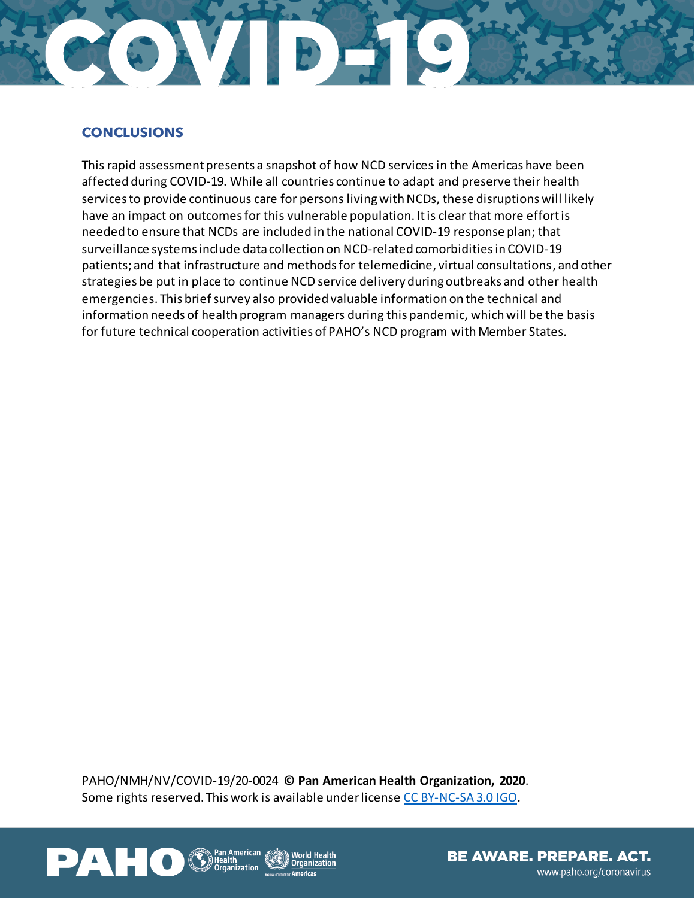## CONCLUSIONS

This rapid assessment presents a snapshot of how NCD services in the Americas have been affected during COVID-19. While all countries continue to adapt and preserve their health services to provide continuous care for persons living with NCDs, these disruptions will likely have an impact on outcomes for this vulnerable population. It is clear that more effort is needed to ensure that NCDs are included in the national COVID-19 response plan; that surveillance systems include data collection on NCD-related comorbidities in COVID-19 patients; and that infrastructure and methods for telemedicine, virtual consultations, and other strategies be put in place to continue NCD service delivery during outbreaks and other health emergencies. This brief survey also provided valuable information on the technical and information needs of health program managers during this pandemic, which will be the basis for future technical cooperation activities of PAHO's NCD program with Member States.

PAHO/NMH/NV/COVID-19/20-0024 **© Pan American Health Organization, 2020**. Some rights reserved. This work is available under license [CC BY-NC-SA 3.0 IGO](https://creativecommons.org/licenses/by-nc-sa/3.0/igo/).